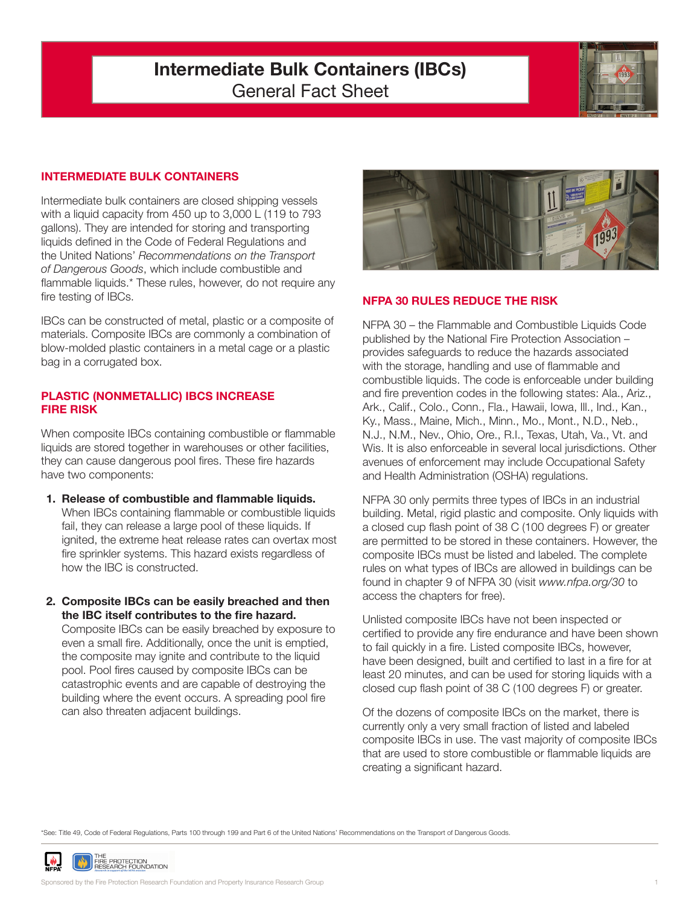# Intermediate Bulk Containers (IBCs)

## General Fact Sheet

### INTERMEDIATE BULK CONTAINERS

Intermediate bulk containers are closed shipping vessels with a liquid capacity from 450 up to 3,000 L (119 to 793 gallons). They are intended for storing and transporting liquids defined in the Code of Federal Regulations and the United Nations' *Recommendations on the Transport of Dangerous Goods*, which include combustible and flammable liquids.* These rules, however, do not require any fire testing of IBCs.

IBCs can be constructed of metal, plastic or a composite of materials. Composite IBCs are commonly a combination of blow-molded plastic containers in a metal cage or a plastic bag in a corrugated box.

### PLASTIC (NONMETALLIC) IBCS INCREASE FIRE RISK

When composite IBCs containing combustible or flammable liquids are stored together in warehouses or other facilities, they can cause dangerous pool fires. These fire hazards have two components:

1. **Release of combustible and flammable liquids.** When IBCs containing flammable or combustible liquids fail, they can release a large pool of these liquids. If ignited, the extreme heat release rates can overtax most fire sprinkler systems. This hazard exists regardless of how the IBC is constructed.

2. **Composite IBCs can be easily breached and then the IBC itself contributes to the fire hazard.** Composite IBCs can be easily breached by exposure to even a small fire. Additionally, once the unit is emptied, the composite may ignite and contribute to the liquid pool. Pool fires caused by composite IBCs can be catastrophic events and are capable of destroying the building where the event occurs. A spreading pool fire can also threaten adjacent buildings.

### NFPA 30 RULES REDUCE THE RISK

NFPA 30 – the Flammable and Combustible Liquids Code published by the National Fire Protection Association – provides safeguards to reduce the hazards associated with the storage, handling and use of flammable and combustible liquids. The code is enforceable under building and fire prevention codes in the following states: Ala., Ariz., Ark., Calif., Colo., Conn., Fla., Hawaii, Iowa, Ill., Ind., Kan., Ky., Mass., Maine, Mich., Minn., Mo., Mont., N.D., Neb., N.J., N.M., Nev., Ohio, Ore., R.I., Texas, Utah, Va., Vt. and Wis. It is also enforceable in several local jurisdictions. Other avenues of enforcement may include Occupational Safety and Health Administration (OSHA) regulations.

NFPA 30 only permits three types of IBCs in an industrial building. Metal, rigid plastic and composite. Only liquids with a closed cup flash point of 38 C (100 degrees F) or greater are permitted to be stored in these containers. However, the composite IBCs must be listed and labeled. The complete rules on what types of IBCs are allowed in buildings can be found in chapter 9 of NFPA 30 (visit *www.nfpa.org/30* to access the chapters for free).

Unlisted composite IBCs have not been inspected or certified to provide any fire endurance and have been shown to fail quickly in a fire. Listed composite IBCs, however, have been designed, built and certified to last in a fire for at least 20 minutes, and can be used for storing liquids with a closed cup flash point of 38 C (100 degrees F) or greater.

Of the dozens of composite IBCs on the market, there is currently only a very small fraction of listed and labeled composite IBCs in use. The vast majority of composite IBCs that are used to store combustible or flammable liquids are creating a significant hazard.

*See: Title 49, Code of Federal Regulations, Parts 100 through 199 and Part 6 of the United Nations' Recommendations on the Transport of Dangerous Goods.

Sponsored by the Fire Protection Research Foundation and Property Insurance Research Group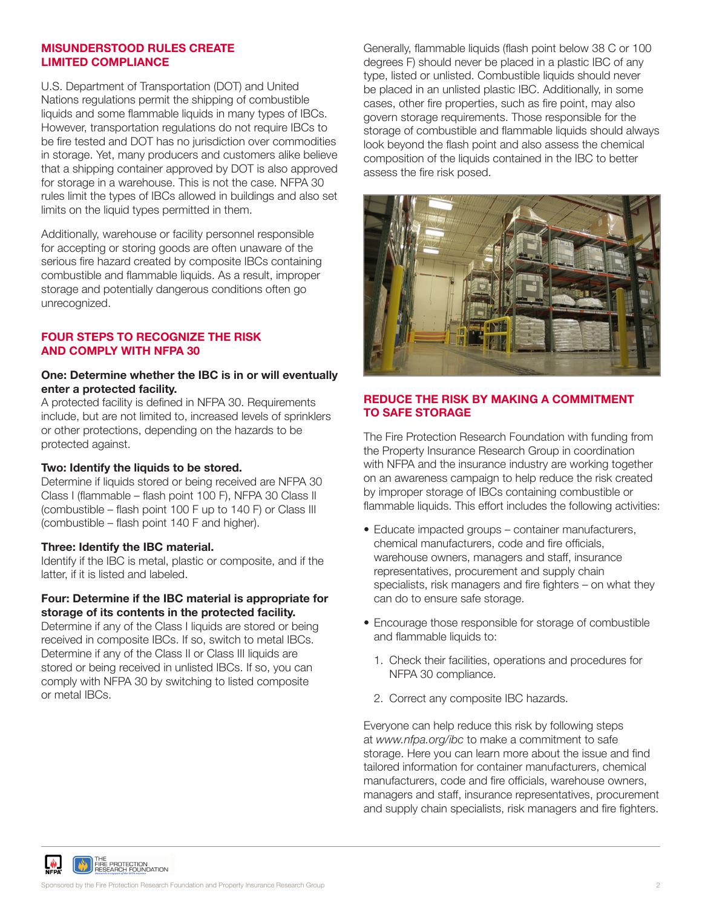## MISUNDERSTOOD RULES CREATE LIMITED COMPLIANCE

U.S. Department of Transportation (DOT) and United Nations regulations permit the shipping of combustible liquids and some flammable liquids in many types of IBCs. However, transportation regulations do not require IBCs to be fire tested and DOT has no jurisdiction over commodities in storage. Yet, many producers and customers alike believe that a shipping container approved by DOT is also approved for storage in a warehouse. This is not the case. NFPA 30 rules limit the types of IBCs allowed in buildings and also set limits on the liquid types permitted in them.

Additionally, warehouse or facility personnel responsible for accepting or storing goods are often unaware of the serious fire hazard created by composite IBCs containing combustible and flammable liquids. As a result, improper storage and potentially dangerous conditions often go unrecognized.

## FOUR STEPS TO RECOGNIZE THE RISK AND COMPLY WITH NFPA 30

**One: Determine whether the IBC is in or will eventually enter a protected facility.**
A protected facility is defined in NFPA 30. Requirements include, but are not limited to, increased levels of sprinklers or other protections, depending on the hazards to be protected against.

**Two: Identify the liquids to be stored.**
Determine if liquids stored or being received are NFPA 30 Class I (flammable – flash point 100 F), NFPA 30 Class II (combustible – flash point 100 F up to 140 F) or Class III (combustible – flash point 140 F and higher).

**Three: Identify the IBC material.**
Identify if the IBC is metal, plastic or composite, and if the latter, if it is listed and labeled.

**Four: Determine if the IBC material is appropriate for storage of its contents in the protected facility.**
Determine if any of the Class I liquids are stored or being received in composite IBCs. If so, switch to metal IBCs. Determine if any of the Class II or Class III liquids are stored or being received in unlisted IBCs. If so, you can comply with NFPA 30 by switching to listed composite or metal IBCs.

Generally, flammable liquids (flash point below 38 C or 100 degrees F) should never be placed in a plastic IBC of any type, listed or unlisted. Combustible liquids should never be placed in an unlisted plastic IBC. Additionally, in some cases, other fire properties, such as fire point, may also govern storage requirements. Those responsible for the storage of combustible and flammable liquids should always look beyond the flash point and also assess the chemical composition of the liquids contained in the IBC to better assess the fire risk posed.

## REDUCE THE RISK BY MAKING A COMMITMENT TO SAFE STORAGE

The Fire Protection Research Foundation with funding from the Property Insurance Research Group in coordination with NFPA and the insurance industry are working together on an awareness campaign to help reduce the risk created by improper storage of IBCs containing combustible or flammable liquids. This effort includes the following activities:

- Educate impacted groups – container manufacturers, chemical manufacturers, code and fire officials, warehouse owners, managers and staff, insurance representatives, procurement and supply chain specialists, risk managers and fire fighters – on what they can do to ensure safe storage.
- Encourage those responsible for storage of combustible and flammable liquids to:
  1. Check their facilities, operations and procedures for NFPA 30 compliance.
  2. Correct any composite IBC hazards.

Everyone can help reduce this risk by following steps at *www.nfpa.org/ibc* to make a commitment to safe storage. Here you can learn more about the issue and find tailored information for container manufacturers, chemical manufacturers, code and fire officials, warehouse owners, managers and staff, insurance representatives, procurement and supply chain specialists, risk managers and fire fighters.

Sponsored by the Fire Protection Research Foundation and Property Insurance Research Group